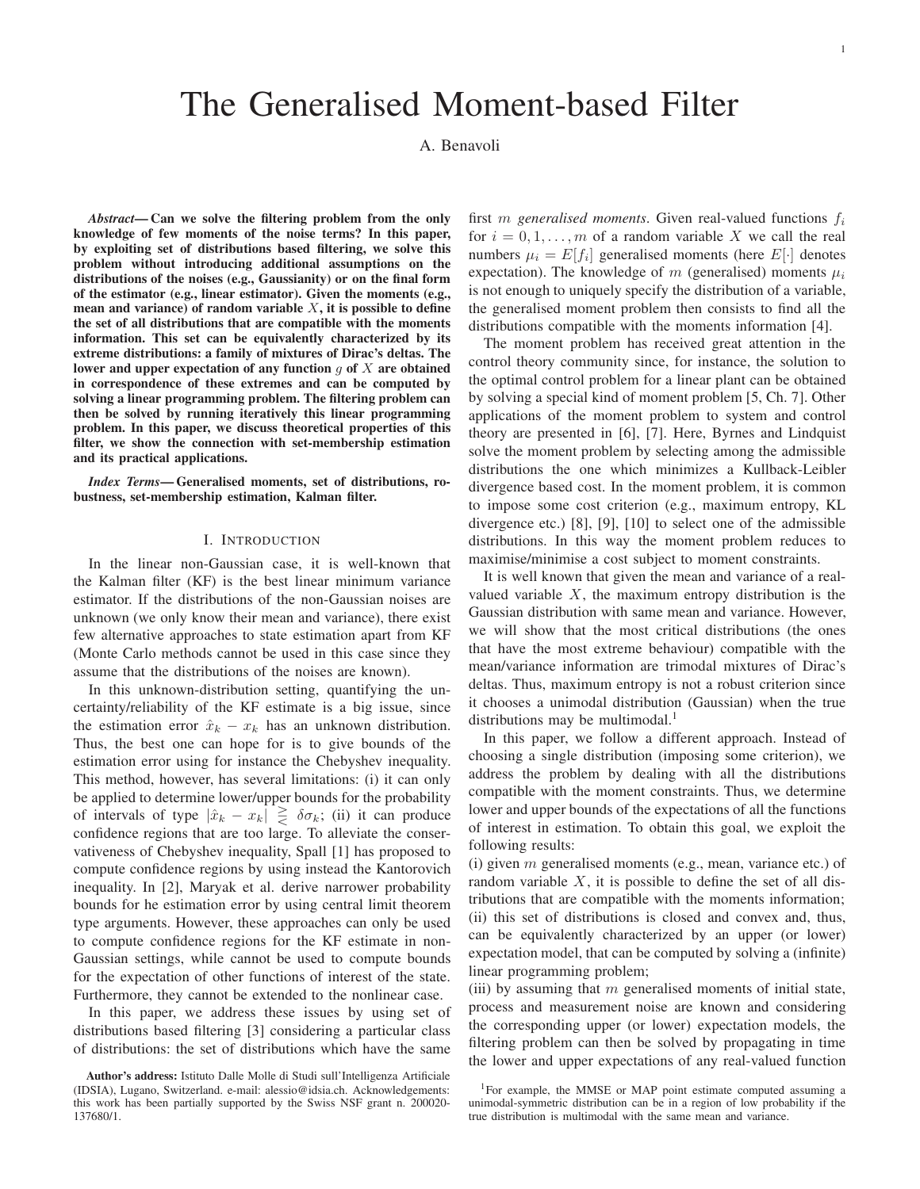# The Generalised Moment-based Filter

A. Benavoli

***Abstract*— Can we solve the filtering problem from the only knowledge of few moments of the noise terms? In this paper, by exploiting set of distributions based filtering, we solve this problem without introducing additional assumptions on the distributions of the noises (e.g., Gaussianity) or on the final form of the estimator (e.g., linear estimator). Given the moments (e.g., mean and variance) of random variable $X$, it is possible to define the set of all distributions that are compatible with the moments information. This set can be equivalently characterized by its extreme distributions: a family of mixtures of Dirac's deltas. The lower and upper expectation of any function $g$ of $X$ are obtained in correspondence of these extremes and can be computed by solving a linear programming problem. The filtering problem can then be solved by running iteratively this linear programming problem. In this paper, we discuss theoretical properties of this filter, we show the connection with set-membership estimation and its practical applications.**

***Index Terms*— Generalised moments, set of distributions, robustness, set-membership estimation, Kalman filter.**

## I. Introduction

In the linear non-Gaussian case, it is well-known that the Kalman filter (KF) is the best linear minimum variance estimator. If the distributions of the non-Gaussian noises are unknown (we only know their mean and variance), there exist few alternative approaches to state estimation apart from KF (Monte Carlo methods cannot be used in this case since they assume that the distributions of the noises are known).

In this unknown-distribution setting, quantifying the uncertainty/reliability of the KF estimate is a big issue, since the estimation error $\hat{x}_k - x_k$ has an unknown distribution. Thus, the best one can hope for is to give bounds of the estimation error using for instance the Chebyshev inequality. This method, however, has several limitations: (i) it can only be applied to determine lower/upper bounds for the probability of intervals of type $|\hat{x}_k - x_k| \gtreqless \delta\sigma_k$; (ii) it can produce confidence regions that are too large. To alleviate the conservativeness of Chebyshev inequality, Spall [1] has proposed to compute confidence regions by using instead the Kantorovich inequality. In [2], Maryak et al. derive narrower probability bounds for he estimation error by using central limit theorem type arguments. However, these approaches can only be used to compute confidence regions for the KF estimate in non-Gaussian settings, while cannot be used to compute bounds for the expectation of other functions of interest of the state. Furthermore, they cannot be extended to the nonlinear case.

In this paper, we address these issues by using set of distributions based filtering [3] considering a particular class of distributions: the set of distributions which have the same first $m$ *generalised moments*. Given real-valued functions $f_i$ for $i = 0, 1, \ldots, m$ of a random variable $X$ we call the real numbers $\mu_i = E[f_i]$ generalised moments (here $E[\cdot]$ denotes expectation). The knowledge of $m$ (generalised) moments $\mu_i$ is not enough to uniquely specify the distribution of a variable, the generalised moment problem then consists to find all the distributions compatible with the moments information [4].

The moment problem has received great attention in the control theory community since, for instance, the solution to the optimal control problem for a linear plant can be obtained by solving a special kind of moment problem [5, Ch. 7]. Other applications of the moment problem to system and control theory are presented in [6], [7]. Here, Byrnes and Lindquist solve the moment problem by selecting among the admissible distributions the one which minimizes a Kullback-Leibler divergence based cost. In the moment problem, it is common to impose some cost criterion (e.g., maximum entropy, KL divergence etc.) [8], [9], [10] to select one of the admissible distributions. In this way the moment problem reduces to maximise/minimise a cost subject to moment constraints.

It is well known that given the mean and variance of a real-valued variable $X$, the maximum entropy distribution is the Gaussian distribution with same mean and variance. However, we will show that the most critical distributions (the ones that have the most extreme behaviour) compatible with the mean/variance information are trimodal mixtures of Dirac's deltas. Thus, maximum entropy is not a robust criterion since it chooses a unimodal distribution (Gaussian) when the true distributions may be multimodal.[1]

In this paper, we follow a different approach. Instead of choosing a single distribution (imposing some criterion), we address the problem by dealing with all the distributions compatible with the moment constraints. Thus, we determine lower and upper bounds of the expectations of all the functions of interest in estimation. To obtain this goal, we exploit the following results:

(i) given $m$ generalised moments (e.g., mean, variance etc.) of random variable $X$, it is possible to define the set of all distributions that are compatible with the moments information;
(ii) this set of distributions is closed and convex and, thus, can be equivalently characterized by an upper (or lower) expectation model, that can be computed by solving a (infinite) linear programming problem;
(iii) by assuming that $m$ generalised moments of initial state, process and measurement noise are known and considering the corresponding upper (or lower) expectation models, the filtering problem can then be solved by propagating in time the lower and upper expectations of any real-valued function

**Author's address:** Istituto Dalle Molle di Studi sull'Intelligenza Artificiale (IDSIA), Lugano, Switzerland. e-mail: alessio@idsia.ch. Acknowledgements: this work has been partially supported by the Swiss NSF grant n. 200020-137680/1.

[1] For example, the MMSE or MAP point estimate computed assuming a unimodal-symmetric distribution can be in a region of low probability if the true distribution is multimodal with the same mean and variance.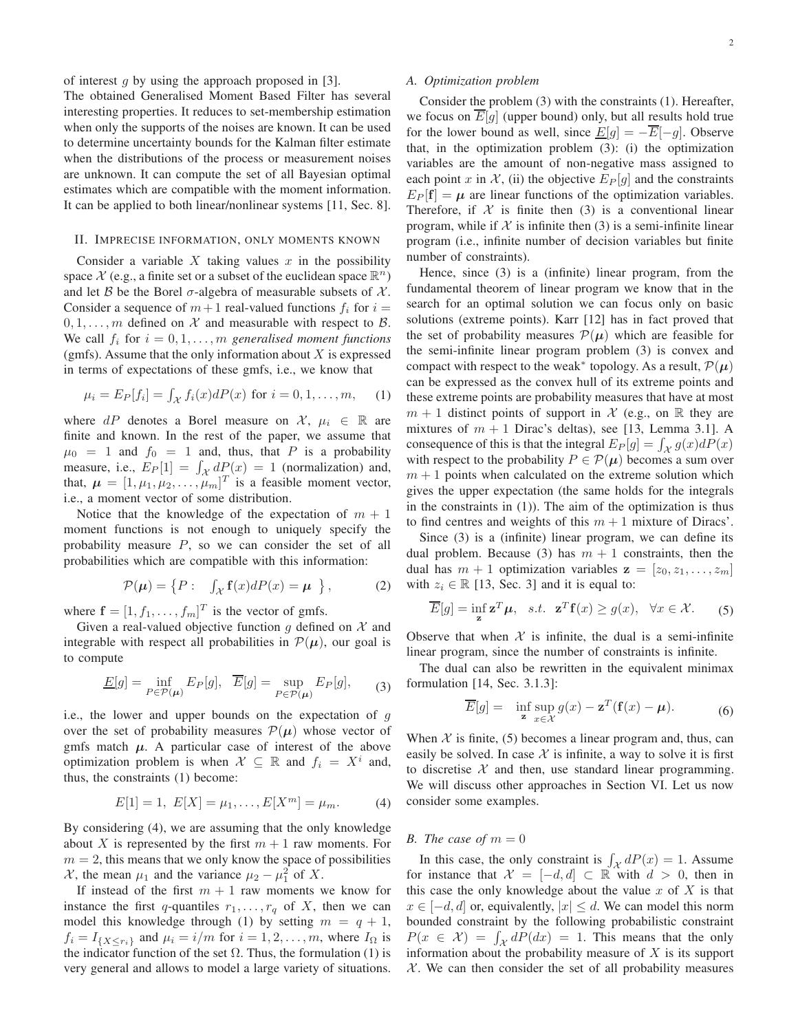of interest $g$ by using the approach proposed in [3].
The obtained Generalised Moment Based Filter has several interesting properties. It reduces to set-membership estimation when only the supports of the noises are known. It can be used to determine uncertainty bounds for the Kalman filter estimate when the distributions of the process or measurement noises are unknown. It can compute the set of all Bayesian optimal estimates which are compatible with the moment information. It can be applied to both linear/nonlinear systems [11, Sec. 8].

## II. Imprecise information, only moments known

Consider a variable $X$ taking values $x$ in the possibility space $\mathcal{X}$ (e.g., a finite set or a subset of the euclidean space $\mathbb{R}^n$) and let $\mathcal{B}$ be the Borel $\sigma$-algebra of measurable subsets of $\mathcal{X}$. Consider a sequence of $m+1$ real-valued functions $f_i$ for $i = 0, 1, \ldots, m$ defined on $\mathcal{X}$ and measurable with respect to $\mathcal{B}$. We call $f_i$ for $i = 0, 1, \ldots, m$ *generalised moment functions* (gmfs). Assume that the only information about $X$ is expressed in terms of expectations of these gmfs, i.e., we know that

$$\mu_i = E_P[f_i] = \int_{\mathcal{X}} f_i(x) dP(x) \text{ for } i = 0, 1, \ldots, m, \tag{1}$$

where $dP$ denotes a Borel measure on $\mathcal{X}$, $\mu_i \in \mathbb{R}$ are finite and known. In the rest of the paper, we assume that $\mu_0 = 1$ and $f_0 = 1$ and, thus, that $P$ is a probability measure, i.e., $E_P[1] = \int_{\mathcal{X}} dP(x) = 1$ (normalization) and, that, $\boldsymbol{\mu} = [1, \mu_1, \mu_2, \ldots, \mu_m]^T$ is a feasible moment vector, i.e., a moment vector of some distribution.

Notice that the knowledge of the expectation of $m+1$ moment functions is not enough to uniquely specify the probability measure $P$, so we can consider the set of all probabilities which are compatible with this information:

$$\mathcal{P}(\boldsymbol{\mu}) = \left\{ P : \int_{\mathcal{X}} \mathbf{f}(x) dP(x) = \boldsymbol{\mu} \right\}, \tag{2}$$

where $\mathbf{f} = [1, f_1, \ldots, f_m]^T$ is the vector of gmfs.

Given a real-valued objective function $g$ defined on $\mathcal{X}$ and integrable with respect all probabilities in $\mathcal{P}(\boldsymbol{\mu})$, our goal is to compute

$$\underline{E}[g] = \inf_{P \in \mathcal{P}(\boldsymbol{\mu})} E_P[g], \quad \overline{E}[g] = \sup_{P \in \mathcal{P}(\boldsymbol{\mu})} E_P[g], \tag{3}$$

i.e., the lower and upper bounds on the expectation of $g$ over the set of probability measures $\mathcal{P}(\boldsymbol{\mu})$ whose vector of gmfs match $\boldsymbol{\mu}$. A particular case of interest of the above optimization problem is when $\mathcal{X} \subseteq \mathbb{R}$ and $f_i = X^i$ and, thus, the constraints (1) become:

$$E[1] = 1, \; E[X] = \mu_1, \ldots, E[X^m] = \mu_m. \tag{4}$$

By considering (4), we are assuming that the only knowledge about $X$ is represented by the first $m+1$ raw moments. For $m = 2$, this means that we only know the space of possibilities $\mathcal{X}$, the mean $\mu_1$ and the variance $\mu_2 - \mu_1^2$ of $X$.

If instead of the first $m+1$ raw moments we know for instance the first $q$-quantiles $r_1, \ldots, r_q$ of $X$, then we can model this knowledge through (1) by setting $m = q+1$, $f_i = I_{\{X \leq r_i\}}$ and $\mu_i = i/m$ for $i = 1, 2, \ldots, m$, where $I_\Omega$ is the indicator function of the set $\Omega$. Thus, the formulation (1) is very general and allows to model a large variety of situations.

### A. Optimization problem

Consider the problem (3) with the constraints (1). Hereafter, we focus on $\overline{E}[g]$ (upper bound) only, but all results hold true for the lower bound as well, since $\underline{E}[g] = -\overline{E}[-g]$. Observe that, in the optimization problem (3): (i) the optimization variables are the amount of non-negative mass assigned to each point $x$ in $\mathcal{X}$, (ii) the objective $E_P[g]$ and the constraints $E_P[\mathbf{f}] = \boldsymbol{\mu}$ are linear functions of the optimization variables. Therefore, if $\mathcal{X}$ is finite then (3) is a conventional linear program, while if $\mathcal{X}$ is infinite then (3) is a semi-infinite linear program (i.e., infinite number of decision variables but finite number of constraints).

Hence, since (3) is a (infinite) linear program, from the fundamental theorem of linear program we know that in the search for an optimal solution we can focus only on basic solutions (extreme points). Karr [12] has in fact proved that the set of probability measures $\mathcal{P}(\boldsymbol{\mu})$ which are feasible for the semi-infinite linear program problem (3) is convex and compact with respect to the weak$^*$ topology. As a result, $\mathcal{P}(\boldsymbol{\mu})$ can be expressed as the convex hull of its extreme points and these extreme points are probability measures that have at most $m+1$ distinct points of support in $\mathcal{X}$ (e.g., on $\mathbb{R}$ they are mixtures of $m+1$ Dirac's deltas), see [13, Lemma 3.1]. A consequence of this is that the integral $E_P[g] = \int_{\mathcal{X}} g(x) dP(x)$ with respect to the probability $P \in \mathcal{P}(\boldsymbol{\mu})$ becomes a sum over $m+1$ points when calculated on the extreme solution which gives the upper expectation (the same holds for the integrals in the constraints in (1)). The aim of the optimization is thus to find centres and weights of this $m+1$ mixture of Dirac's.

Since (3) is a (infinite) linear program, we can define its dual problem. Because (3) has $m+1$ constraints, then the dual has $m+1$ optimization variables $\mathbf{z} = [z_0, z_1, \ldots, z_m]$ with $z_i \in \mathbb{R}$ [13, Sec. 3] and it is equal to:

$$\overline{E}[g] = \inf_{\mathbf{z}} \mathbf{z}^T \boldsymbol{\mu}, \quad s.t. \quad \mathbf{z}^T \mathbf{f}(x) \geq g(x), \quad \forall x \in \mathcal{X}. \tag{5}$$

Observe that when $\mathcal{X}$ is infinite, the dual is a semi-infinite linear program, since the number of constraints is infinite.

The dual can also be rewritten in the equivalent minimax formulation [14, Sec. 3.1.3]:

$$\overline{E}[g] = \inf_{\mathbf{z}} \sup_{x \in \mathcal{X}} g(x) - \mathbf{z}^T(\mathbf{f}(x) - \boldsymbol{\mu}). \tag{6}$$

When $\mathcal{X}$ is finite, (5) becomes a linear program and, thus, can easily be solved. In case $\mathcal{X}$ is infinite, a way to solve it is first to discretise $\mathcal{X}$ and then, use standard linear programming. We will discuss other approaches in Section VI. Let us now consider some examples.

### B. The case of $m = 0$

In this case, the only constraint is $\int_{\mathcal{X}} dP(x) = 1$. Assume for instance that $\mathcal{X} = [-d, d] \subset \mathbb{R}$ with $d > 0$, then in this case the only knowledge about the value $x$ of $X$ is that $x \in [-d, d]$ or, equivalently, $|x| \leq d$. We can model this norm bounded constraint by the following probabilistic constraint $P(x \in \mathcal{X}) = \int_{\mathcal{X}} dP(dx) = 1$. This means that the only information about the probability measure of $X$ is its support $\mathcal{X}$. We can then consider the set of all probability measures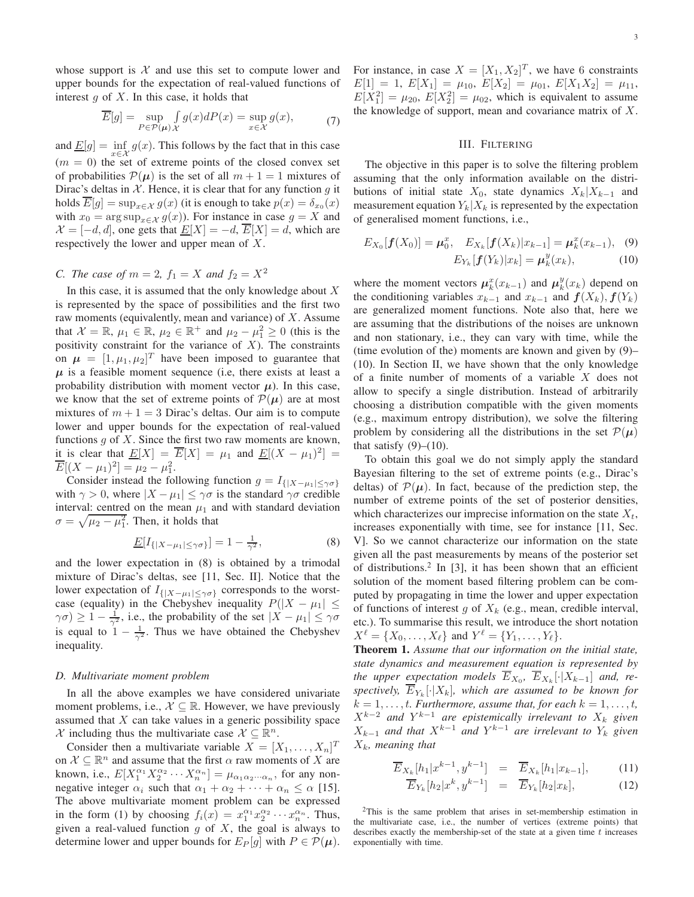whose support is $\mathcal{X}$ and use this set to compute lower and upper bounds for the expectation of real-valued functions of interest $g$ of $X$. In this case, it holds that

$$\overline{E}[g] = \sup_{P \in \mathcal{P}(\boldsymbol{\mu})} \int_{\mathcal{X}} g(x) dP(x) = \sup_{x \in \mathcal{X}} g(x), \tag{7}$$

and $\underline{E}[g] = \inf_{x \in \mathcal{X}} g(x)$. This follows by the fact that in this case ($m = 0$) the set of extreme points of the closed convex set of probabilities $\mathcal{P}(\boldsymbol{\mu})$ is the set of all $m+1 = 1$ mixtures of Dirac's deltas in $\mathcal{X}$. Hence, it is clear that for any function $g$ it holds $\overline{E}[g] = \sup_{x \in \mathcal{X}} g(x)$ (it is enough to take $p(x) = \delta_{x_0}(x)$ with $x_0 = \arg\sup_{x \in \mathcal{X}} g(x)$). For instance in case $g = X$ and $\mathcal{X} = [-d, d]$, one gets that $\underline{E}[X] = -d$, $\overline{E}[X] = d$, which are respectively the lower and upper mean of $X$.

### C. The case of $m = 2$, $f_1 = X$ and $f_2 = X^2$

In this case, it is assumed that the only knowledge about $X$ is represented by the space of possibilities and the first two raw moments (equivalently, mean and variance) of $X$. Assume that $\mathcal{X} = \mathbb{R}$, $\mu_1 \in \mathbb{R}$, $\mu_2 \in \mathbb{R}^+$ and $\mu_2 - \mu_1^2 \geq 0$ (this is the positivity constraint for the variance of $X$). The constraints on $\boldsymbol{\mu} = [1, \mu_1, \mu_2]^T$ have been imposed to guarantee that $\boldsymbol{\mu}$ is a feasible moment sequence (i.e, there exists at least a probability distribution with moment vector $\boldsymbol{\mu}$). In this case, we know that the set of extreme points of $\mathcal{P}(\boldsymbol{\mu})$ are at most mixtures of $m + 1 = 3$ Dirac's deltas. Our aim is to compute lower and upper bounds for the expectation of real-valued functions $g$ of $X$. Since the first two raw moments are known, it is clear that $\underline{E}[X] = \overline{E}[X] = \mu_1$ and $\underline{E}[(X - \mu_1)^2] = \overline{E}[(X - \mu_1)^2] = \mu_2 - \mu_1^2$.

Consider instead the following function $g = I_{\{|X - \mu_1| \leq \gamma\sigma\}}$ with $\gamma > 0$, where $|X - \mu_1| \leq \gamma\sigma$ is the standard $\gamma\sigma$ credible interval: centred on the mean $\mu_1$ and with standard deviation $\sigma = \sqrt{\mu_2 - \mu_1^2}$. Then, it holds that

$$\underline{E}[I_{\{|X - \mu_1| \leq \gamma\sigma\}}] = 1 - \tfrac{1}{\gamma^2}, \tag{8}$$

and the lower expectation in (8) is obtained by a trimodal mixture of Dirac's deltas, see [11, Sec. II]. Notice that the lower expectation of $I_{\{|X - \mu_1| \leq \gamma\sigma\}}$ corresponds to the worst-case (equality) in the Chebyshev inequality $P(|X - \mu_1| \leq \gamma\sigma) \geq 1 - \frac{1}{\gamma^2}$, i.e., the probability of the set $|X - \mu_1| \leq \gamma\sigma$ is equal to $1 - \frac{1}{\gamma^2}$. Thus we have obtained the Chebyshev inequality.

### D. Multivariate moment problem

In all the above examples we have considered univariate moment problems, i.e., $\mathcal{X} \subseteq \mathbb{R}$. However, we have previously assumed that $X$ can take values in a generic possibility space $\mathcal{X}$ including thus the multivariate case $\mathcal{X} \subseteq \mathbb{R}^n$.

Consider then a multivariate variable $X = [X_1, \ldots, X_n]^T$ on $\mathcal{X} \subseteq \mathbb{R}^n$ and assume that the first $\alpha$ raw moments of $X$ are known, i.e., $E[X_1^{\alpha_1} X_2^{\alpha_2} \cdots X_n^{\alpha_n}] = \mu_{\alpha_1 \alpha_2 \cdots \alpha_n}$, for any non-negative integer $\alpha_i$ such that $\alpha_1 + \alpha_2 + \cdots + \alpha_n \leq \alpha$ [15]. The above multivariate moment problem can be expressed in the form (1) by choosing $f_i(x) = x_1^{\alpha_1} x_2^{\alpha_2} \cdots x_n^{\alpha_n}$. Thus, given a real-valued function $g$ of $X$, the goal is always to determine lower and upper bounds for $E_P[g]$ with $P \in \mathcal{P}(\boldsymbol{\mu})$. For instance, in case $X = [X_1, X_2]^T$, we have 6 constraints $E[1] = 1$, $E[X_1] = \mu_{10}$, $E[X_2] = \mu_{01}$, $E[X_1 X_2] = \mu_{11}$, $E[X_1^2] = \mu_{20}$, $E[X_2^2] = \mu_{02}$, which is equivalent to assume the knowledge of support, mean and covariance matrix of $X$.

## III. Filtering

The objective in this paper is to solve the filtering problem assuming that the only information available on the distributions of initial state $X_0$, state dynamics $X_k | X_{k-1}$ and measurement equation $Y_k | X_k$ is represented by the expectation of generalised moment functions, i.e.,

$$E_{X_0}[\boldsymbol{f}(X_0)] = \boldsymbol{\mu}_0^x, \quad E_{X_k}[\boldsymbol{f}(X_k) | x_{k-1}] = \boldsymbol{\mu}_k^x(x_{k-1}), \tag{9}$$

$$E_{Y_k}[\boldsymbol{f}(Y_k) | x_k] = \boldsymbol{\mu}_k^y(x_k), \tag{10}$$

where the moment vectors $\boldsymbol{\mu}_k^x(x_{k-1})$ and $\boldsymbol{\mu}_k^y(x_k)$ depend on the conditioning variables $x_{k-1}$ and $x_{k-1}$ and $\boldsymbol{f}(X_k), \boldsymbol{f}(Y_k)$ are generalized moment functions. Note also that, here we are assuming that the distributions of the noises are unknown and non stationary, i.e., they can vary with time, while the (time evolution of the) moments are known and given by (9)–(10). In Section II, we have shown that the only knowledge of a finite number of moments of a variable $X$ does not allow to specify a single distribution. Instead of arbitrarily choosing a distribution compatible with the given moments (e.g., maximum entropy distribution), we solve the filtering problem by considering all the distributions in the set $\mathcal{P}(\boldsymbol{\mu})$ that satisfy (9)–(10).

To obtain this goal we do not simply apply the standard Bayesian filtering to the set of extreme points (e.g., Dirac's deltas) of $\mathcal{P}(\boldsymbol{\mu})$. In fact, because of the prediction step, the number of extreme points of the set of posterior densities, which characterizes our imprecise information on the state $X_t$, increases exponentially with time, see for instance [11, Sec. V]. So we cannot characterize our information on the state given all the past measurements by means of the posterior set of distributions.[2] In [3], it has been shown that an efficient solution of the moment based filtering problem can be computed by propagating in time the lower and upper expectation of functions of interest $g$ of $X_k$ (e.g., mean, credible interval, etc.). To summarise this result, we introduce the short notation $X^\ell = \{X_0, \ldots, X_\ell\}$ and $Y^\ell = \{Y_1, \ldots, Y_\ell\}$.

**Theorem 1.** *Assume that our information on the initial state, state dynamics and measurement equation is represented by the upper expectation models $\overline{E}_{X_0}$, $\overline{E}_{X_k}[\cdot | X_{k-1}]$ and, respectively, $\overline{E}_{Y_k}[\cdot | X_k]$, which are assumed to be known for $k = 1, \ldots, t$. Furthermore, assume that, for each $k = 1, \ldots, t$, $X^{k-2}$ and $Y^{k-1}$ are epistemically irrelevant to $X_k$ given $X_{k-1}$ and that $X^{k-1}$ and $Y^{k-1}$ are irrelevant to $Y_k$ given $X_k$, meaning that*

$$\overline{E}_{X_k}[h_1 | x^{k-1}, y^{k-1}] = \overline{E}_{X_k}[h_1 | x_{k-1}], \tag{11}$$

$$\overline{E}_{Y_k}[h_2 | x^k, y^{k-1}] = \overline{E}_{Y_k}[h_2 | x_k], \tag{12}$$

[2] This is the same problem that arises in set-membership estimation in the multivariate case, i.e., the number of vertices (extreme points) that describes exactly the membership-set of the state at a given time $t$ increases exponentially with time.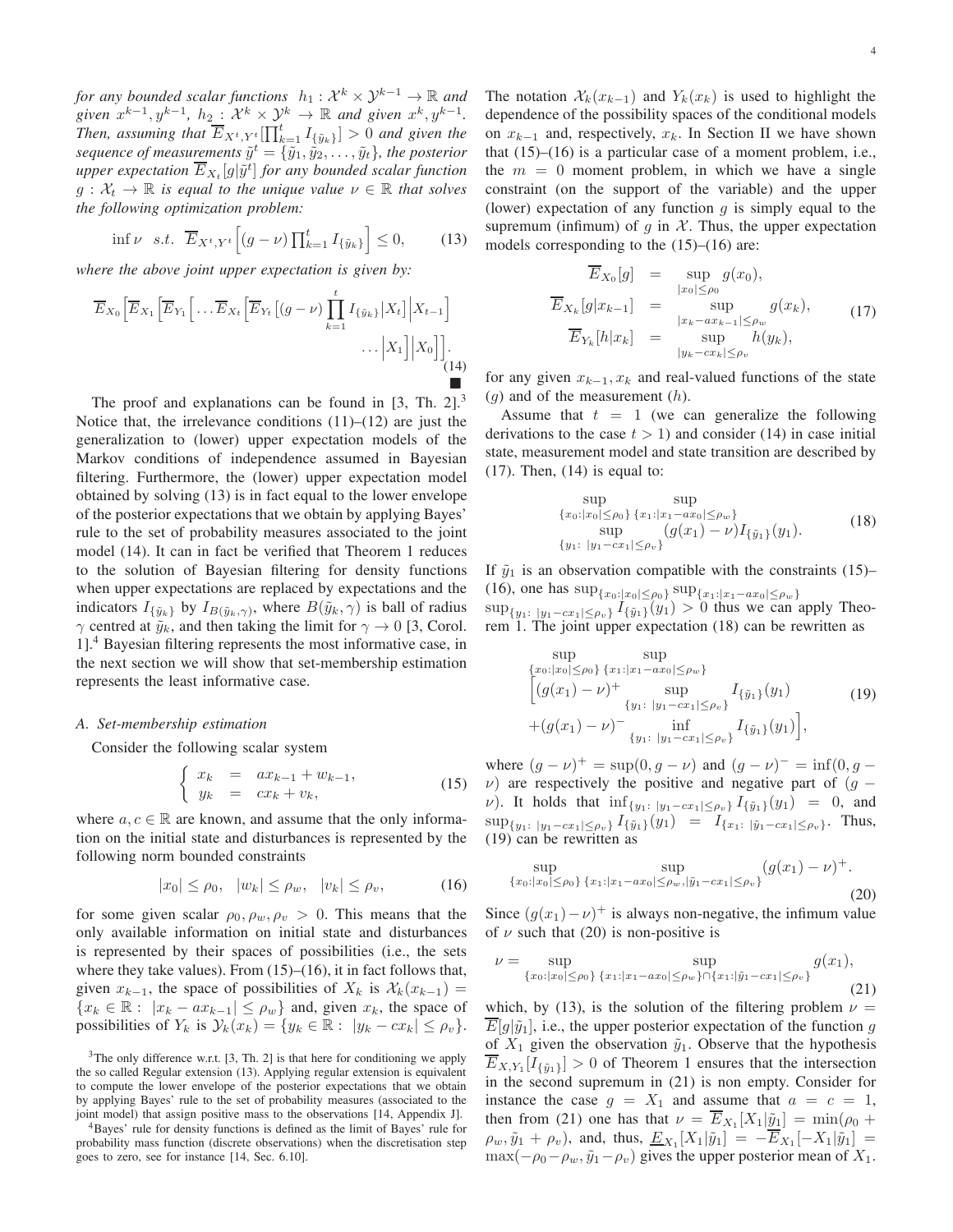*for any bounded scalar functions* $h_1 : \mathcal{X}^k \times \mathcal{Y}^{k-1} \to \mathbb{R}$ *and given* $x^{k-1}, y^{k-1}$, $h_2 : \mathcal{X}^k \times \mathcal{Y}^k \to \mathbb{R}$ *and given* $x^k, y^{k-1}$. *Then, assuming that* $\overline{E}_{X^t,Y^t}[\prod_{k=1}^t I_{\{\tilde{y}_k\}}] > 0$ *and given the sequence of measurements* $\tilde{y}^t = \{\tilde{y}_1, \tilde{y}_2, \ldots, \tilde{y}_t\}$*, the posterior upper expectation* $\overline{E}_{X_t}[g|\tilde{y}^t]$ *for any bounded scalar function* $g : \mathcal{X}_t \to \mathbb{R}$ *is equal to the unique value* $\nu \in \mathbb{R}$ *that solves the following optimization problem:*

$$\inf \nu \quad s.t. \quad \overline{E}_{X^t,Y^t}\Big[(g-\nu)\prod_{k=1}^t I_{\{\tilde{y}_k\}}\Big] \leq 0, \tag{13}$$

*where the above joint upper expectation is given by:*

$$\overline{E}_{X_0}\Big[\overline{E}_{X_1}\Big[\overline{E}_{Y_1}\Big[\ldots\overline{E}_{X_t}\Big[\overline{E}_{Y_t}\big[(g-\nu)\prod_{k=1}^t I_{\{\tilde{y}_k\}}\big|X_t\big]\Big|X_{t-1}\Big] \ldots\Big|X_1\Big]\Big|X_0\Big]\Big]. \tag{14}$$

■

The proof and explanations can be found in [3, Th. 2].[3] Notice that, the irrelevance conditions (11)–(12) are just the generalization to (lower) upper expectation models of the Markov conditions of independence assumed in Bayesian filtering. Furthermore, the (lower) upper expectation model obtained by solving (13) is in fact equal to the lower envelope of the posterior expectations that we obtain by applying Bayes' rule to the set of probability measures associated to the joint model (14). It can in fact be verified that Theorem 1 reduces to the solution of Bayesian filtering for density functions when upper expectations are replaced by expectations and the indicators $I_{\{\tilde{y}_k\}}$ by $I_{B(\tilde{y}_k,\gamma)}$, where $B(\tilde{y}_k,\gamma)$ is ball of radius $\gamma$ centred at $\tilde{y}_k$, and then taking the limit for $\gamma \to 0$ [3, Corol. 1].[4] Bayesian filtering represents the most informative case, in the next section we will show that set-membership estimation represents the least informative case.

### A. Set-membership estimation

Consider the following scalar system

$$\begin{cases} x_k &= a x_{k-1} + w_{k-1}, \\ y_k &= c x_k + v_k, \end{cases} \tag{15}$$

where $a, c \in \mathbb{R}$ are known, and assume that the only information on the initial state and disturbances is represented by the following norm bounded constraints

$$|x_0| \leq \rho_0, \quad |w_k| \leq \rho_w, \quad |v_k| \leq \rho_v, \tag{16}$$

for some given scalar $\rho_0, \rho_w, \rho_v > 0$. This means that the only available information on initial state and disturbances is represented by their spaces of possibilities (i.e., the sets where they take values). From (15)–(16), it in fact follows that, given $x_{k-1}$, the space of possibilities of $X_k$ is $\mathcal{X}_k(x_{k-1}) = \{x_k \in \mathbb{R} : \ |x_k - a x_{k-1}| \leq \rho_w\}$ and, given $x_k$, the space of possibilities of $Y_k$ is $\mathcal{Y}_k(x_k) = \{y_k \in \mathbb{R} : \ |y_k - c x_k| \leq \rho_v\}$.

The notation $\mathcal{X}_k(x_{k-1})$ and $Y_k(x_k)$ is used to highlight the dependence of the possibility spaces of the conditional models on $x_{k-1}$ and, respectively, $x_k$. In Section II we have shown that (15)–(16) is a particular case of a moment problem, i.e., the $m = 0$ moment problem, in which we have a single constraint (on the support of the variable) and the upper (lower) expectation of any function $g$ is simply equal to the supremum (infimum) of $g$ in $\mathcal{X}$. Thus, the upper expectation models corresponding to the (15)–(16) are:

$$\begin{aligned} \overline{E}_{X_0}[g] &= \sup_{|x_0|\leq\rho_0} g(x_0), \\ \overline{E}_{X_k}[g|x_{k-1}] &= \sup_{|x_k - a x_{k-1}|\leq\rho_w} g(x_k), \\ \overline{E}_{Y_k}[h|x_k] &= \sup_{|y_k - c x_k|\leq\rho_v} h(y_k), \end{aligned} \tag{17}$$

for any given $x_{k-1}, x_k$ and real-valued functions of the state ($g$) and of the measurement ($h$).

Assume that $t = 1$ (we can generalize the following derivations to the case $t > 1$) and consider (14) in case initial state, measurement model and state transition are described by (17). Then, (14) is equal to:

$$\sup_{\{x_0:|x_0|\leq\rho_0\}} \sup_{\{x_1:|x_1-ax_0|\leq\rho_w\}} \sup_{\{y_1:\ |y_1-cx_1|\leq\rho_v\}} (g(x_1)-\nu) I_{\{\tilde{y}_1\}}(y_1). \tag{18}$$

If $\tilde{y}_1$ is an observation compatible with the constraints (15)–(16), one has $\sup_{\{x_0:|x_0|\leq\rho_0\}} \sup_{\{x_1:|x_1-ax_0|\leq\rho_w\}}$ $\sup_{\{y_1:\ |y_1-cx_1|\leq\rho_v\}} I_{\{\tilde{y}_1\}}(y_1) > 0$ thus we can apply Theorem 1. The joint upper expectation (18) can be rewritten as

$$\begin{aligned} &\sup_{\{x_0:|x_0|\leq\rho_0\}} \sup_{\{x_1:|x_1-ax_0|\leq\rho_w\}} \\ &\Big[(g(x_1)-\nu)^+ \sup_{\{y_1:\ |y_1-cx_1|\leq\rho_v\}} I_{\{\tilde{y}_1\}}(y_1) \\ &+(g(x_1)-\nu)^- \inf_{\{y_1:\ |y_1-cx_1|\leq\rho_v\}} I_{\{\tilde{y}_1\}}(y_1)\Big], \end{aligned} \tag{19}$$

where $(g-\nu)^+ = \sup(0, g-\nu)$ and $(g-\nu)^- = \inf(0, g-\nu)$ are respectively the positive and negative part of $(g-\nu)$. It holds that $\inf_{\{y_1:\ |y_1-cx_1|\leq\rho_v\}} I_{\{\tilde{y}_1\}}(y_1) = 0$, and $\sup_{\{y_1:\ |y_1-cx_1|\leq\rho_v\}} I_{\{\tilde{y}_1\}}(y_1) = I_{\{x_1:\ |\tilde{y}_1-cx_1|\leq\rho_v\}}$. Thus, (19) can be rewritten as

$$\sup_{\{x_0:|x_0|\leq\rho_0\}} \sup_{\{x_1:|x_1-ax_0|\leq\rho_w, |\tilde{y}_1-cx_1|\leq\rho_v\}} (g(x_1)-\nu)^+. \tag{20}$$

Since $(g(x_1)-\nu)^+$ is always non-negative, the infimum value of $\nu$ such that (20) is non-positive is

$$\nu = \sup_{\{x_0:|x_0|\leq\rho_0\}} \sup_{\{x_1:|x_1-ax_0|\leq\rho_w\}\cap\{x_1:|\tilde{y}_1-cx_1|\leq\rho_v\}} g(x_1), \tag{21}$$

which, by (13), is the solution of the filtering problem $\nu = \overline{E}[g|\tilde{y}_1]$, i.e., the upper posterior expectation of the function $g$ of $X_1$ given the observation $\tilde{y}_1$. Observe that the hypothesis $\overline{E}_{X,Y_1}[I_{\{\tilde{y}_1\}}] > 0$ of Theorem 1 ensures that the intersection in the second supremum in (21) is non empty. Consider for instance the case $g = X_1$ and assume that $a = c = 1$, then from (21) one has that $\nu = \overline{E}_{X_1}[X_1|\tilde{y}_1] = \min(\rho_0 + \rho_w, \tilde{y}_1 + \rho_v)$, and, thus, $\underline{E}_{X_1}[X_1|\tilde{y}_1] = -\overline{E}_{X_1}[-X_1|\tilde{y}_1] = \max(-\rho_0 - \rho_w, \tilde{y}_1 - \rho_v)$ gives the upper posterior mean of $X_1$.

---

[3] The only difference w.r.t. [3, Th. 2] is that here for conditioning we apply the so called Regular extension (13). Applying regular extension is equivalent to compute the lower envelope of the posterior expectations that we obtain by applying Bayes' rule to the set of probability measures (associated to the joint model) that assign positive mass to the observations [14, Appendix J].

[4] Bayes' rule for density functions is defined as the limit of Bayes' rule for probability mass function (discrete observations) when the discretisation step goes to zero, see for instance [14, Sec. 6.10].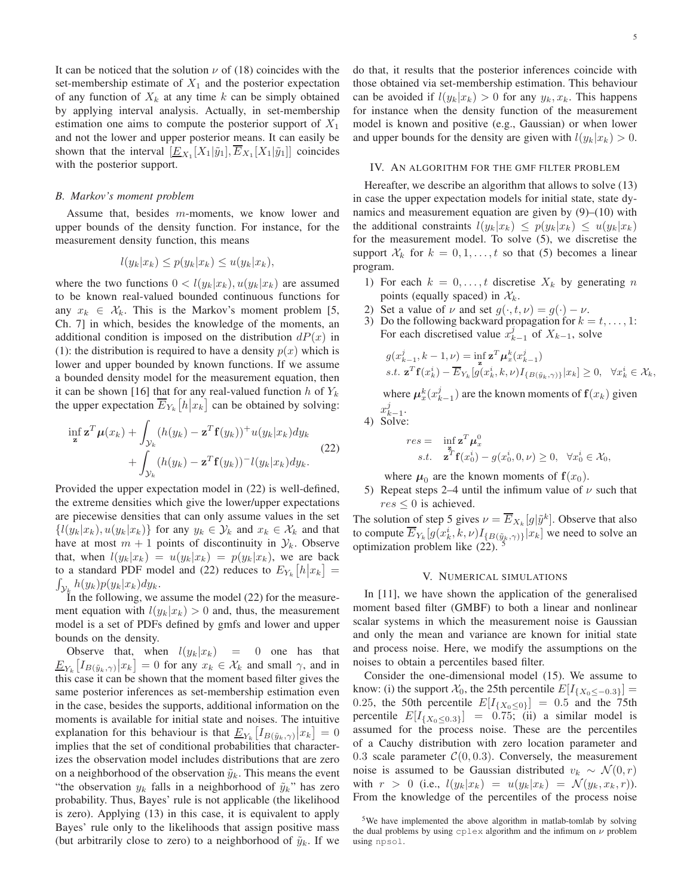It can be noticed that the solution $\nu$ of (18) coincides with the set-membership estimate of $X_1$ and the posterior expectation of any function of $X_k$ at any time $k$ can be simply obtained by applying interval analysis. Actually, in set-membership estimation one aims to compute the posterior support of $X_1$ and not the lower and upper posterior means. It can easily be shown that the interval $[\underline{E}_{X_1}[X_1|\tilde{y}_1], \overline{E}_{X_1}[X_1|\tilde{y}_1]]$ coincides with the posterior support.

### B. Markov's moment problem

Assume that, besides $m$-moments, we know lower and upper bounds of the density function. For instance, for the measurement density function, this means

$$l(y_k|x_k) \leq p(y_k|x_k) \leq u(y_k|x_k),$$

where the two functions $0 < l(y_k|x_k), u(y_k|x_k)$ are assumed to be known real-valued bounded continuous functions for any $x_k \in \mathcal{X}_k$. This is the Markov's moment problem [5, Ch. 7] in which, besides the knowledge of the moments, an additional condition is imposed on the distribution $dP(x)$ in (1): the distribution is required to have a density $p(x)$ which is lower and upper bounded by known functions. If we assume a bounded density model for the measurement equation, then it can be shown [16] that for any real-valued function $h$ of $Y_k$ the upper expectation $\overline{E}_{Y_k}\left[h\middle|x_k\right]$ can be obtained by solving:

$$\inf_{\mathbf{z}} \mathbf{z}^T\boldsymbol{\mu}(x_k) + \int_{\mathcal{Y}_k} (h(y_k) - \mathbf{z}^T\mathbf{f}(y_k))^+ u(y_k|x_k)dy_k + \int_{\mathcal{Y}_k} (h(y_k) - \mathbf{z}^T\mathbf{f}(y_k))^- l(y_k|x_k)dy_k. \tag{22}$$

Provided the upper expectation model in (22) is well-defined, the extreme densities which give the lower/upper expectations are piecewise densities that can only assume values in the set $\{l(y_k|x_k), u(y_k|x_k)\}$ for any $y_k \in \mathcal{Y}_k$ and $x_k \in \mathcal{X}_k$ and that have at most $m+1$ points of discontinuity in $\mathcal{Y}_k$. Observe that, when $l(y_k|x_k) = u(y_k|x_k) = p(y_k|x_k)$, we are back to a standard PDF model and (22) reduces to $E_{Y_k}\left[h\middle|x_k\right] = \int_{\mathcal{Y}_k} h(y_k)p(y_k|x_k)dy_k$.

In the following, we assume the model (22) for the measurement equation with $l(y_k|x_k) > 0$ and, thus, the measurement model is a set of PDFs defined by gmfs and lower and upper bounds on the density.

Observe that, when $l(y_k|x_k) = 0$ one has that $\underline{E}_{Y_k}\left[I_{B(\tilde{y}_k,\gamma)}\middle|x_k\right] = 0$ for any $x_k \in \mathcal{X}_k$ and small $\gamma$, and in this case it can be shown that the moment based filter gives the same posterior inferences as set-membership estimation even in the case, besides the supports, additional information on the moments is available for initial state and noises. The intuitive explanation for this behaviour is that $\underline{E}_{Y_k}\left[I_{B(\tilde{y}_k,\gamma)}\middle|x_k\right] = 0$ implies that the set of conditional probabilities that characterizes the observation model includes distributions that are zero on a neighborhood of the observation $\tilde{y}_k$. This means the event "the observation $y_k$ falls in a neighborhood of $\tilde{y}_k$" has zero probability. Thus, Bayes' rule is not applicable (the likelihood is zero). Applying (13) in this case, it is equivalent to apply Bayes' rule only to the likelihoods that assign positive mass (but arbitrarily close to zero) to a neighborhood of $\tilde{y}_k$. If we do that, it results that the posterior inferences coincide with those obtained via set-membership estimation. This behaviour can be avoided if $l(y_k|x_k) > 0$ for any $y_k, x_k$. This happens for instance when the density function of the measurement model is known and positive (e.g., Gaussian) or when lower and upper bounds for the density are given with $l(y_k|x_k) > 0$.

## IV. An algorithm for the GMF filter problem

Hereafter, we describe an algorithm that allows to solve (13) in case the upper expectation models for initial state, state dynamics and measurement equation are given by (9)–(10) with the additional constraints $l(y_k|x_k) \leq p(y_k|x_k) \leq u(y_k|x_k)$ for the measurement model. To solve (5), we discretise the support $\mathcal{X}_k$ for $k = 0, 1, \ldots, t$ so that (5) becomes a linear program.

1) For each $k = 0, \ldots, t$ discretise $X_k$ by generating $n$ points (equally spaced) in $\mathcal{X}_k$.
2) Set a value of $\nu$ and set $g(\cdot, t, \nu) = g(\cdot) - \nu$.
3) Do the following backward propagation for $k = t, \ldots, 1$: For each discretised value $x_{k-1}^j$ of $X_{k-1}$, solve

$$\begin{aligned} & g(x_{k-1}^j, k-1, \nu) = \inf_{\mathbf{z}} \mathbf{z}^T\boldsymbol{\mu}_x^k(x_{k-1}^j) \\ & s.t.\ \mathbf{z}^T\mathbf{f}(x_k^i) - \overline{E}_{Y_k}[g(x_k^i, k, \nu)I_{\{B(\tilde{y}_k,\gamma)\}}|x_k] \geq 0, \quad \forall x_k^i \in \mathcal{X}_k, \end{aligned}$$

where $\boldsymbol{\mu}_x^k(x_{k-1}^j)$ are the known moments of $\mathbf{f}(x_k)$ given $x_{k-1}^j$.
4) Solve:

$$\begin{aligned} res = \ & \inf_{\mathbf{z}} \mathbf{z}^T\boldsymbol{\mu}_x^0 \\ & s.t. \quad \mathbf{z}^T\mathbf{f}(x_0^i) - g(x_0^i, 0, \nu) \geq 0, \quad \forall x_0^i \in \mathcal{X}_0, \end{aligned}$$

where $\boldsymbol{\mu}_0$ are the known moments of $\mathbf{f}(x_0)$.
5) Repeat steps 2–4 until the infimum value of $\nu$ such that $res \leq 0$ is achieved.

The solution of step 5 gives $\nu = \overline{E}_{X_k}[g|\tilde{y}^k]$. Observe that also to compute $\overline{E}_{Y_k}[g(x_k^i, k, \nu)I_{\{B(\tilde{y}_k,\gamma)\}}|x_k]$ we need to solve an optimization problem like (22).[5]

## V. Numerical simulations

In [11], we have shown the application of the generalised moment based filter (GMBF) to both a linear and nonlinear scalar systems in which the measurement noise is Gaussian and only the mean and variance are known for initial state and process noise. Here, we modify the assumptions on the noises to obtain a percentiles based filter.

Consider the one-dimensional model (15). We assume to know: (i) the support $\mathcal{X}_0$, the 25th percentile $E[I_{\{X_0 \leq -0.3\}}] = 0.25$, the 50th percentile $E[I_{\{X_0 \leq 0\}}] = 0.5$ and the 75th percentile $E[I_{\{X_0 \leq 0.3\}}] = 0.75$; (ii) a similar model is assumed for the process noise. These are the percentiles of a Cauchy distribution with zero location parameter and 0.3 scale parameter $\mathcal{C}(0, 0.3)$. Conversely, the measurement noise is assumed to be Gaussian distributed $v_k \sim \mathcal{N}(0, r)$ with $r > 0$ (i.e., $l(y_k|x_k) = u(y_k|x_k) = \mathcal{N}(y_k, x_k, r)$). From the knowledge of the percentiles of the process noise

[5] We have implemented the above algorithm in matlab-tomlab by solving the dual problems by using `cplex` algorithm and the infimum on $\nu$ problem using `npsol`.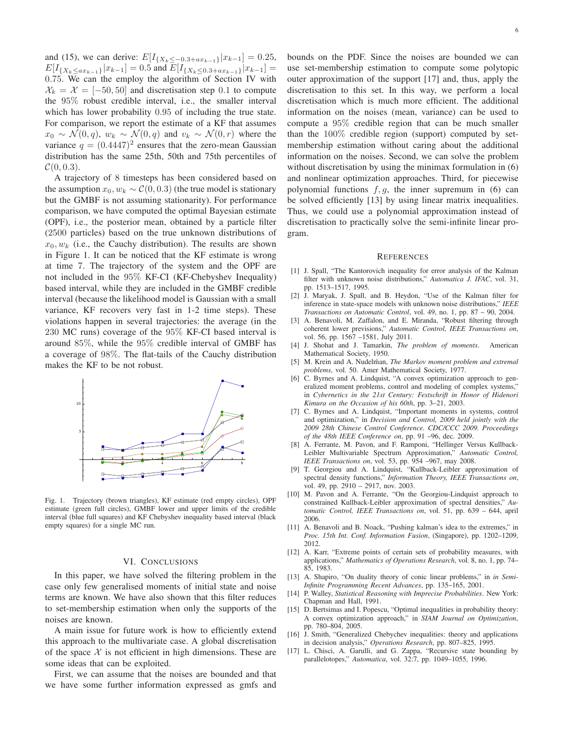and (15), we can derive: $E[I_{\{X_k \leq -0.3+ax_{k-1}\}}|x_{k-1}] = 0.25$, $E[I_{\{X_k \leq ax_{k-1}\}}|x_{k-1}] = 0.5$ and $E[I_{\{X_k \leq 0.3+ax_{k-1}\}}|x_{k-1}] = 0.75$. We can the employ the algorithm of Section IV with $\mathcal{X}_k = \mathcal{X} = [-50, 50]$ and discretisation step $0.1$ to compute the $95\%$ robust credible interval, i.e., the smaller interval which has lower probability $0.95$ of including the true state. For comparison, we report the estimate of a KF that assumes $x_0 \sim \mathcal{N}(0, q)$, $w_k \sim \mathcal{N}(0, q)$ and $v_k \sim \mathcal{N}(0, r)$ where the variance $q = (0.4447)^2$ ensures that the zero-mean Gaussian distribution has the same 25th, 50th and 75th percentiles of $\mathcal{C}(0, 0.3)$.

A trajectory of $8$ timesteps has been considered based on the assumption $x_0, w_k \sim \mathcal{C}(0, 0.3)$ (the true model is stationary but the GMBF is not assuming stationarity). For performance comparison, we have computed the optimal Bayesian estimate (OPF), i.e., the posterior mean, obtained by a particle filter ($2500$ particles) based on the true unknown distributions of $x_0, w_k$ (i.e., the Cauchy distribution). The results are shown in Figure 1. It can be noticed that the KF estimate is wrong at time 7. The trajectory of the system and the OPF are not included in the $95\%$ KF-CI (KF-Chebyshev Inequality) based interval, while they are included in the GMBF credible interval (because the likelihood model is Gaussian with a small variance, KF recovers very fast in 1-2 time steps). These violations happen in several trajectories: the average (in the $230$ MC runs) coverage of the $95\%$ KF-CI based interval is around $85\%$, while the $95\%$ credible interval of GMBF has a coverage of $98\%$. The flat-tails of the Cauchy distribution makes the KF to be not robust.

10

5

4

6

8

Fig. 1. Trajectory (brown triangles), KF estimate (red empty circles), OPF estimate (green full circles), GMBF lower and upper limits of the credible interval (blue full squares) and KF Chebyshev inequality based interval (black empty squares) for a single MC run.

## VI. Conclusions

In this paper, we have solved the filtering problem in the case only few generalised moments of initial state and noise terms are known. We have also shown that this filter reduces to set-membership estimation when only the supports of the noises are known.

A main issue for future work is how to efficiently extend this approach to the multivariate case. A global discretisation of the space $\mathcal{X}$ is not efficient in high dimensions. These are some ideas that can be exploited.

First, we can assume that the noises are bounded and that we have some further information expressed as gmfs and bounds on the PDF. Since the noises are bounded we can use set-membership estimation to compute some polytopic outer approximation of the support [17] and, thus, apply the discretisation to this set. In this way, we perform a local discretisation which is much more efficient. The additional information on the noises (mean, variance) can be used to compute a $95\%$ credible region that can be much smaller than the $100\%$ credible region (support) computed by set-membership estimation without caring about the additional information on the noises. Second, we can solve the problem without discretisation by using the minimax formulation in (6) and nonlinear optimization approaches. Third, for piecewise polynomial functions $f, g$, the inner supremum in (6) can be solved efficiently [13] by using linear matrix inequalities. Thus, we could use a polynomial approximation instead of discretisation to practically solve the semi-infinite linear program.

## References

[1] J. Spall, "The Kantorovich inequality for error analysis of the Kalman filter with unknown noise distributions," *Automatica J. IFAC*, vol. 31, pp. 1513–1517, 1995.

[2] J. Maryak, J. Spall, and B. Heydon, "Use of the Kalman filter for inference in state-space models with unknown noise distributions," *IEEE Transactions on Automatic Control*, vol. 49, no. 1, pp. 87 – 90, 2004.

[3] A. Benavoli, M. Zaffalon, and E. Miranda, "Robust filtering through coherent lower previsions," *Automatic Control, IEEE Transactions on*, vol. 56, pp. 1567 –1581, July 2011.

[4] J. Shohat and J. Tamarkin, *The problem of moments*. American Mathematical Society, 1950.

[5] M. Krein and A. Nudelḿan, *The Markov moment problem and extremal problems*, vol. 50. Amer Mathematical Society, 1977.

[6] C. Byrnes and A. Lindquist, "A convex optimization approach to generalized moment problems, control and modeling of complex systems," in *Cybernetics in the 21st Century: Festschrift in Honor of Hidenori Kimura on the Occasion of his 60th*, pp. 3–21, 2003.

[7] C. Byrnes and A. Lindquist, "Important moments in systems, control and optimization," in *Decision and Control, 2009 held jointly with the 2009 28th Chinese Control Conference. CDC/CCC 2009. Proceedings of the 48th IEEE Conference on*, pp. 91 –96, dec. 2009.

[8] A. Ferrante, M. Pavon, and F. Ramponi, "Hellinger Versus Kullback-Leibler Multivariable Spectrum Approximation," *Automatic Control, IEEE Transactions on*, vol. 53, pp. 954 –967, may 2008.

[9] T. Georgiou and A. Lindquist, "Kullback-Leibler approximation of spectral density functions," *Information Theory, IEEE Transactions on*, vol. 49, pp. 2910 – 2917, nov. 2003.

[10] M. Pavon and A. Ferrante, "On the Georgiou-Lindquist approach to constrained Kullback-Leibler approximation of spectral densities," *Automatic Control, IEEE Transactions on*, vol. 51, pp. 639 – 644, april 2006.

[11] A. Benavoli and B. Noack, "Pushing kalman's idea to the extremes," in *Proc. 15th Int. Conf. Information Fusion*, (Singapore), pp. 1202–1209, 2012.

[12] A. Karr, "Extreme points of certain sets of probability measures, with applications," *Mathematics of Operations Research*, vol. 8, no. 1, pp. 74–85, 1983.

[13] A. Shapiro, "On duality theory of conic linear problems," in *in Semi-Infinite Programming Recent Advances*, pp. 135–165, 2001.

[14] P. Walley, *Statistical Reasoning with Imprecise Probabilities*. New York: Chapman and Hall, 1991.

[15] D. Bertsimas and I. Popescu, "Optimal inequalities in probability theory: A convex optimization approach," in *SIAM Journal on Optimization*, pp. 780–804, 2005.

[16] J. Smith, "Generalized Chebychev inequalities: theory and applications in decision analysis," *Operations Research*, pp. 807–825, 1995.

[17] L. Chisci, A. Garulli, and G. Zappa, "Recursive state bounding by parallelotopes," *Automatica*, vol. 32:7, pp. 1049–1055, 1996.